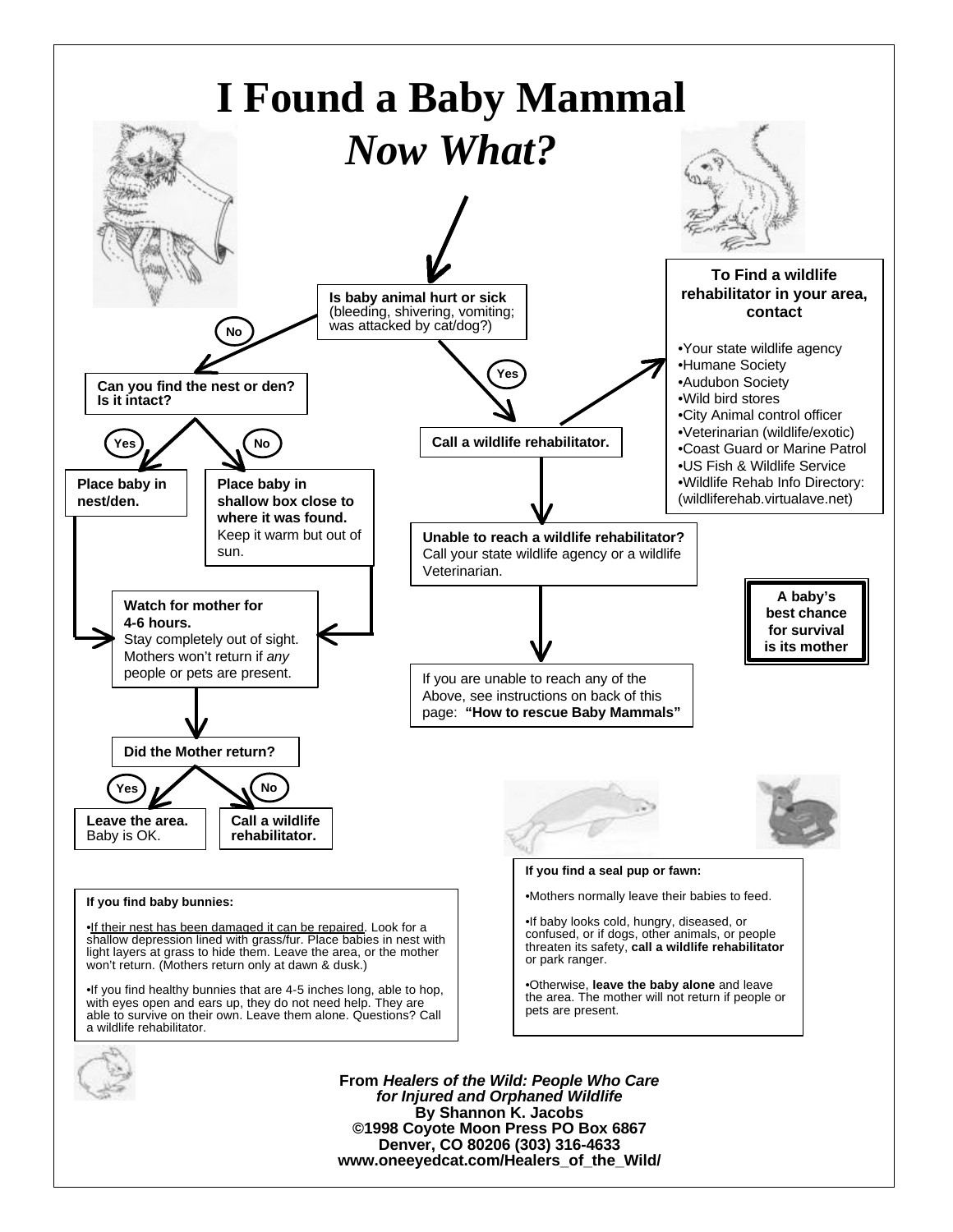# I Found a Baby Mammal

## *Now What?*

**Is baby animal hurt or sick** (bleeding, shivering, vomiting; was attacked by cat/dog?)

**No** →

**Can you find the nest or den? Is it intact?**

- **Yes** → **Place baby in nest/den.**
- **No** → **Place baby in shallow box close to where it was found.** Keep it warm but out of sun.

**Watch for mother for 4-6 hours.** Stay completely out of sight. Mothers won't return if *any* people or pets are present.

**Did the Mother return?**

- **Yes** → **Leave the area.** Baby is OK.
- **No** → **Call a wildlife rehabilitator.**

**Yes** →

**Call a wildlife rehabilitator.**

**Unable to reach a wildlife rehabilitator?** Call your state wildlife agency or a wildlife Veterinarian.

If you are unable to reach any of the Above, see instructions on back of this page: **"How to rescue Baby Mammals"**

**To Find a wildlife rehabilitator in your area, contact**

- Your state wildlife agency
- Humane Society
- Audubon Society
- Wild bird stores
- City Animal control officer
- Veterinarian (wildlife/exotic)
- Coast Guard or Marine Patrol
- US Fish & Wildlife Service
- Wildlife Rehab Info Directory: (wildliferehab.virtualave.net)

**A baby's best chance for survival is its mother**

**If you find baby bunnies:**

- <u>If their nest has been damaged it can be repaired</u>. Look for a shallow depression lined with grass/fur. Place babies in nest with light layers at grass to hide them. Leave the area, or the mother won't return. (Mothers return only at dawn & dusk.)
- If you find healthy bunnies that are 4-5 inches long, able to hop, with eyes open and ears up, they do not need help. They are able to survive on their own. Leave them alone. Questions? Call a wildlife rehabilitator.

**If you find a seal pup or fawn:**

- Mothers normally leave their babies to feed.
- If baby looks cold, hungry, diseased, or confused, or if dogs, other animals, or people threaten its safety, **call a wildlife rehabilitator** or park ranger.
- Otherwise, **leave the baby alone** and leave the area. The mother will not return if people or pets are present.

**From *Healers of the Wild: People Who Care for Injured and Orphaned Wildlife***
**By Shannon K. Jacobs**
**©1998 Coyote Moon Press PO Box 6867**
**Denver, CO 80206 (303) 316-4633**
**www.oneeyedcat.com/Healers_of_the_Wild/**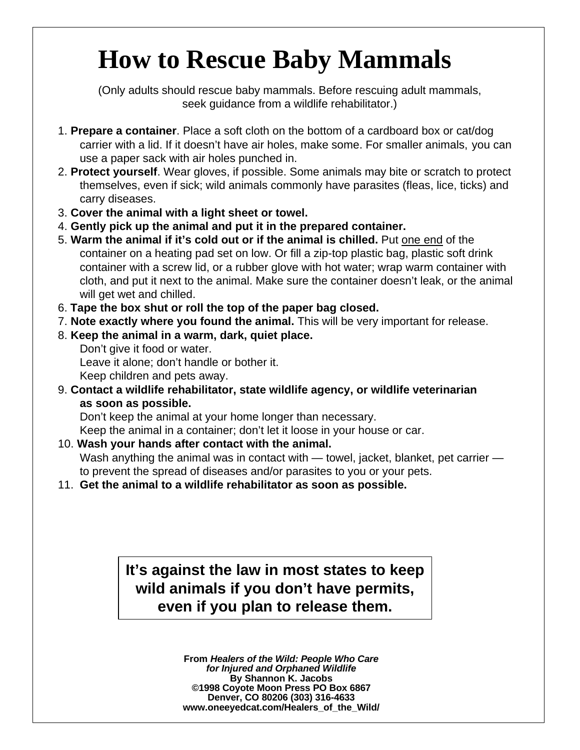# How to Rescue Baby Mammals

(Only adults should rescue baby mammals. Before rescuing adult mammals, seek guidance from a wildlife rehabilitator.)

1. **Prepare a container**. Place a soft cloth on the bottom of a cardboard box or cat/dog carrier with a lid. If it doesn't have air holes, make some. For smaller animals, you can use a paper sack with air holes punched in.
2. **Protect yourself**. Wear gloves, if possible. Some animals may bite or scratch to protect themselves, even if sick; wild animals commonly have parasites (fleas, lice, ticks) and carry diseases.
3. **Cover the animal with a light sheet or towel.**
4. **Gently pick up the animal and put it in the prepared container.**
5. **Warm the animal if it's cold out or if the animal is chilled.** Put <u>one end</u> of the container on a heating pad set on low. Or fill a zip-top plastic bag, plastic soft drink container with a screw lid, or a rubber glove with hot water; wrap warm container with cloth, and put it next to the animal. Make sure the container doesn't leak, or the animal will get wet and chilled.
6. **Tape the box shut or roll the top of the paper bag closed.**
7. **Note exactly where you found the animal.** This will be very important for release.
8. **Keep the animal in a warm, dark, quiet place.**
   Don't give it food or water.
   Leave it alone; don't handle or bother it.
   Keep children and pets away.
9. **Contact a wildlife rehabilitator, state wildlife agency, or wildlife veterinarian as soon as possible.**
   Don't keep the animal at your home longer than necessary.
   Keep the animal in a container; don't let it loose in your house or car.
10. **Wash your hands after contact with the animal.**
    Wash anything the animal was in contact with — towel, jacket, blanket, pet carrier — to prevent the spread of diseases and/or parasites to you or your pets.
11. **Get the animal to a wildlife rehabilitator as soon as possible.**

**It's against the law in most states to keep wild animals if you don't have permits, even if you plan to release them.**

**From *Healers of the Wild: People Who Care for Injured and Orphaned Wildlife***
**By Shannon K. Jacobs**
**©1998 Coyote Moon Press PO Box 6867**
**Denver, CO 80206 (303) 316-4633**
**www.oneeyedcat.com/Healers_of_the_Wild/**